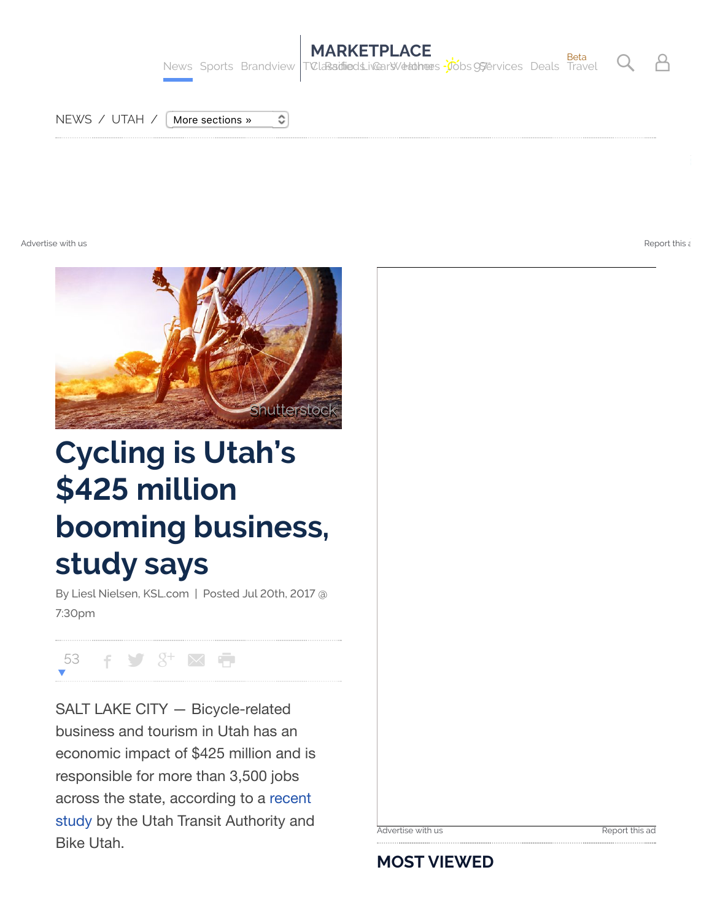NEWS / UTAH / More sections »

Advertise with us

Report this ad

# Cycling is Utah's $425 million booming business, study says

By Liesl Nielsen, KSL.com | Posted Jul 20th, 2017 @ 7:30pm

53

SALT LAKE CITY — Bicycle-related business and tourism in Utah has an economic impact of $425 million and is responsible for more than 3,500 jobs across the state, according to a recent study by the Utah Transit Authority and Bike Utah.

Advertise with us

Report this ad

## MOST VIEWED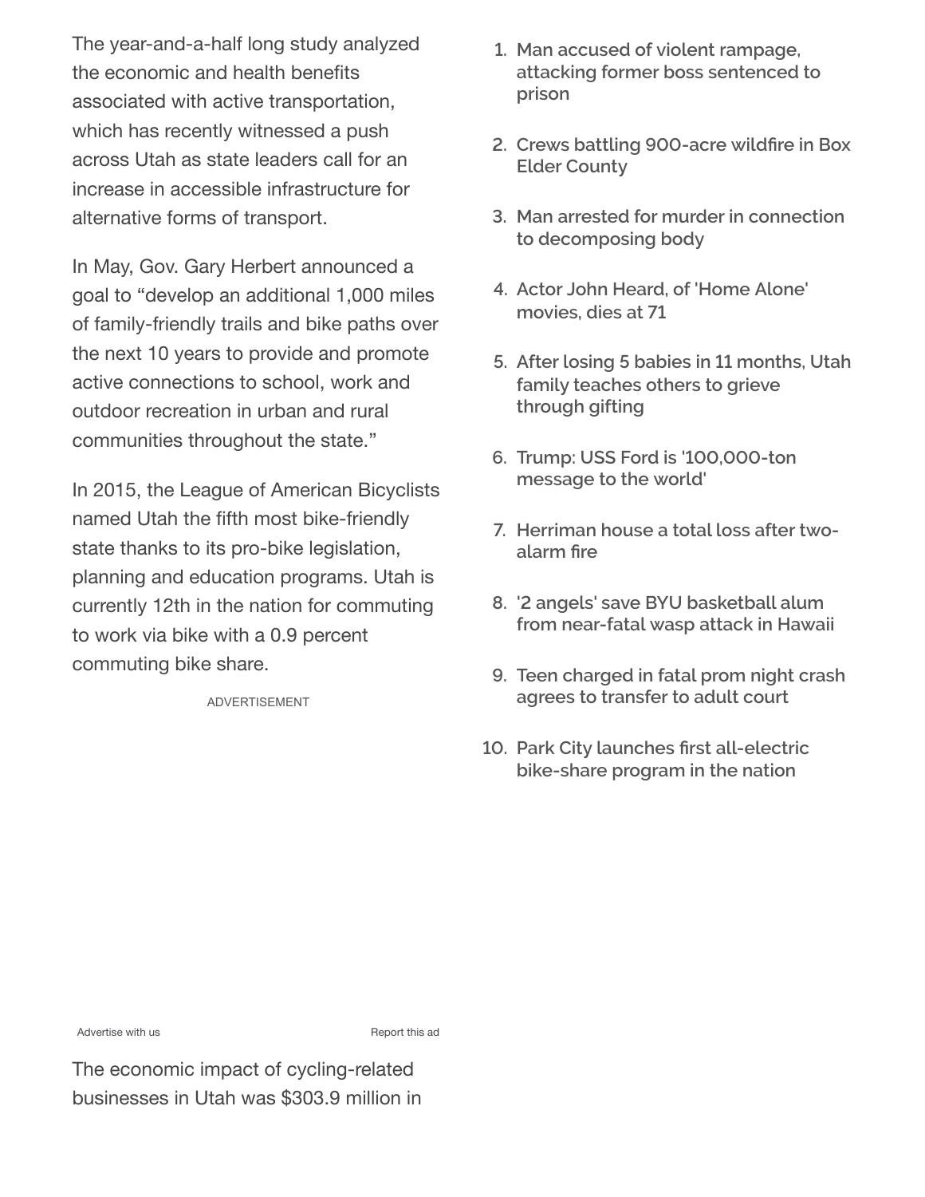The year-and-a-half long study analyzed the economic and health benefits associated with active transportation, which has recently witnessed a push across Utah as state leaders call for an increase in accessible infrastructure for alternative forms of transport.

In May, Gov. Gary Herbert announced a goal to "develop an additional 1,000 miles of family-friendly trails and bike paths over the next 10 years to provide and promote active connections to school, work and outdoor recreation in urban and rural communities throughout the state."

In 2015, the League of American Bicyclists named Utah the fifth most bike-friendly state thanks to its pro-bike legislation, planning and education programs. Utah is currently 12th in the nation for commuting to work via bike with a 0.9 percent commuting bike share.

ADVERTISEMENT

Advertise with us

Report this ad

The economic impact of cycling-related businesses in Utah was $303.9 million in

1. Man accused of violent rampage, attacking former boss sentenced to prison
2. Crews battling 900-acre wildfire in Box Elder County
3. Man arrested for murder in connection to decomposing body
4. Actor John Heard, of 'Home Alone' movies, dies at 71
5. After losing 5 babies in 11 months, Utah family teaches others to grieve through gifting
6. Trump: USS Ford is '100,000-ton message to the world'
7. Herriman house a total loss after two-alarm fire
8. '2 angels' save BYU basketball alum from near-fatal wasp attack in Hawaii
9. Teen charged in fatal prom night crash agrees to transfer to adult court
10. Park City launches first all-electric bike-share program in the nation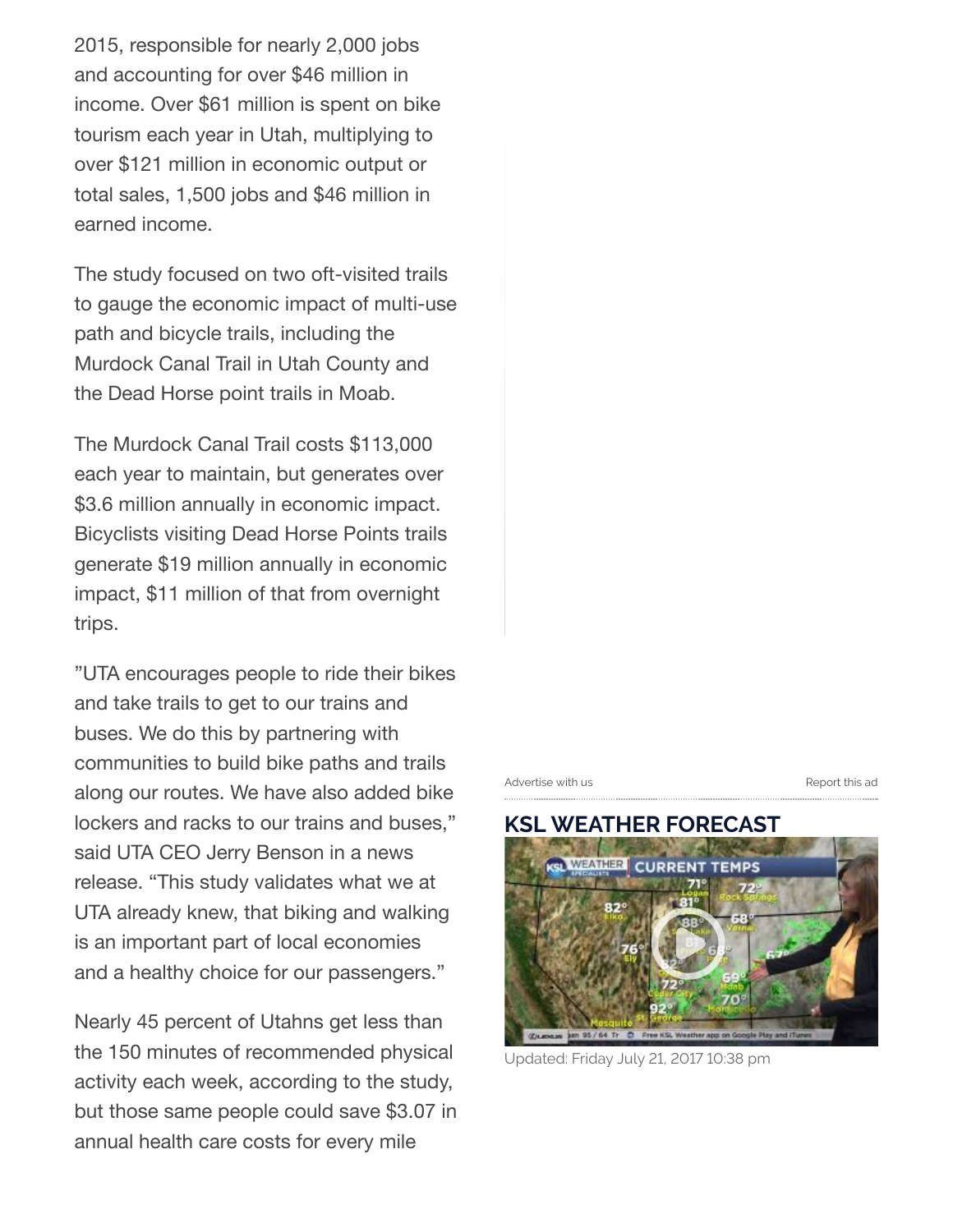2015, responsible for nearly 2,000 jobs and accounting for over $46 million in income. Over $61 million is spent on bike tourism each year in Utah, multiplying to over $121 million in economic output or total sales, 1,500 jobs and $46 million in earned income.

The study focused on two oft-visited trails to gauge the economic impact of multi-use path and bicycle trails, including the Murdock Canal Trail in Utah County and the Dead Horse point trails in Moab.

The Murdock Canal Trail costs $113,000 each year to maintain, but generates over $3.6 million annually in economic impact. Bicyclists visiting Dead Horse Points trails generate $19 million annually in economic impact, $11 million of that from overnight trips.

"UTA encourages people to ride their bikes and take trails to get to our trains and buses. We do this by partnering with communities to build bike paths and trails along our routes. We have also added bike lockers and racks to our trains and buses," said UTA CEO Jerry Benson in a news release. "This study validates what we at UTA already knew, that biking and walking is an important part of local economies and a healthy choice for our passengers."

Nearly 45 percent of Utahns get less than the 150 minutes of recommended physical activity each week, according to the study, but those same people could save $3.07 in annual health care costs for every mile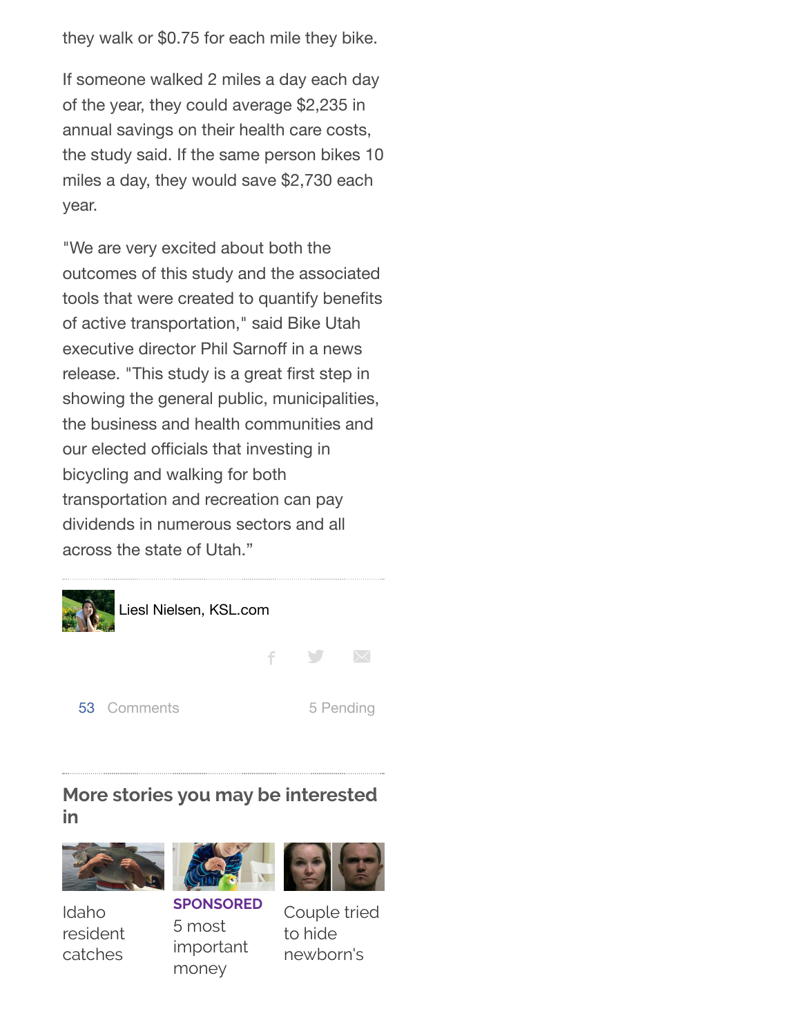they walk or $0.75 for each mile they bike.

If someone walked 2 miles a day each day of the year, they could average $2,235 in annual savings on their health care costs, the study said. If the same person bikes 10 miles a day, they would save $2,730 each year.

"We are very excited about both the outcomes of this study and the associated tools that were created to quantify benefits of active transportation," said Bike Utah executive director Phil Sarnoff in a news release. "This study is a great first step in showing the general public, municipalities, the business and health communities and our elected officials that investing in bicycling and walking for both transportation and recreation can pay dividends in numerous sectors and all across the state of Utah."

Liesl Nielsen, KSL.com

53 Comments 5 Pending

## More stories you may be interested in

Idaho resident catches

SPONSORED
5 most important money

Couple tried to hide newborn's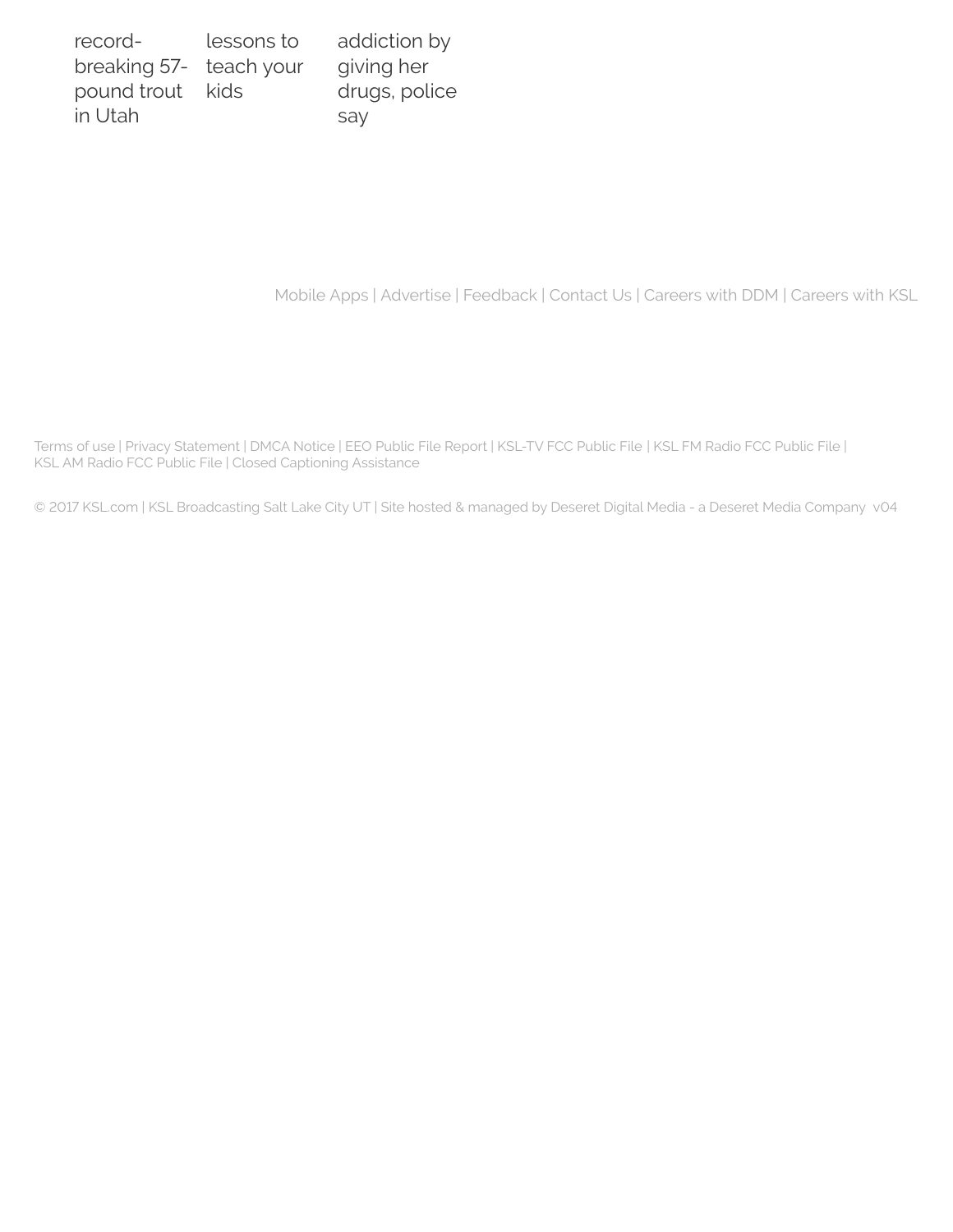record-breaking 57-pound trout in Utah

lessons to teach your kids

addiction by giving her drugs, police say

Mobile Apps | Advertise | Feedback | Contact Us | Careers with DDM | Careers with KSL

Terms of use | Privacy Statement | DMCA Notice | EEO Public File Report | KSL-TV FCC Public File | KSL FM Radio FCC Public File | KSL AM Radio FCC Public File | Closed Captioning Assistance

© 2017 KSL.com | KSL Broadcasting Salt Lake City UT | Site hosted & managed by Deseret Digital Media - a Deseret Media Company v04